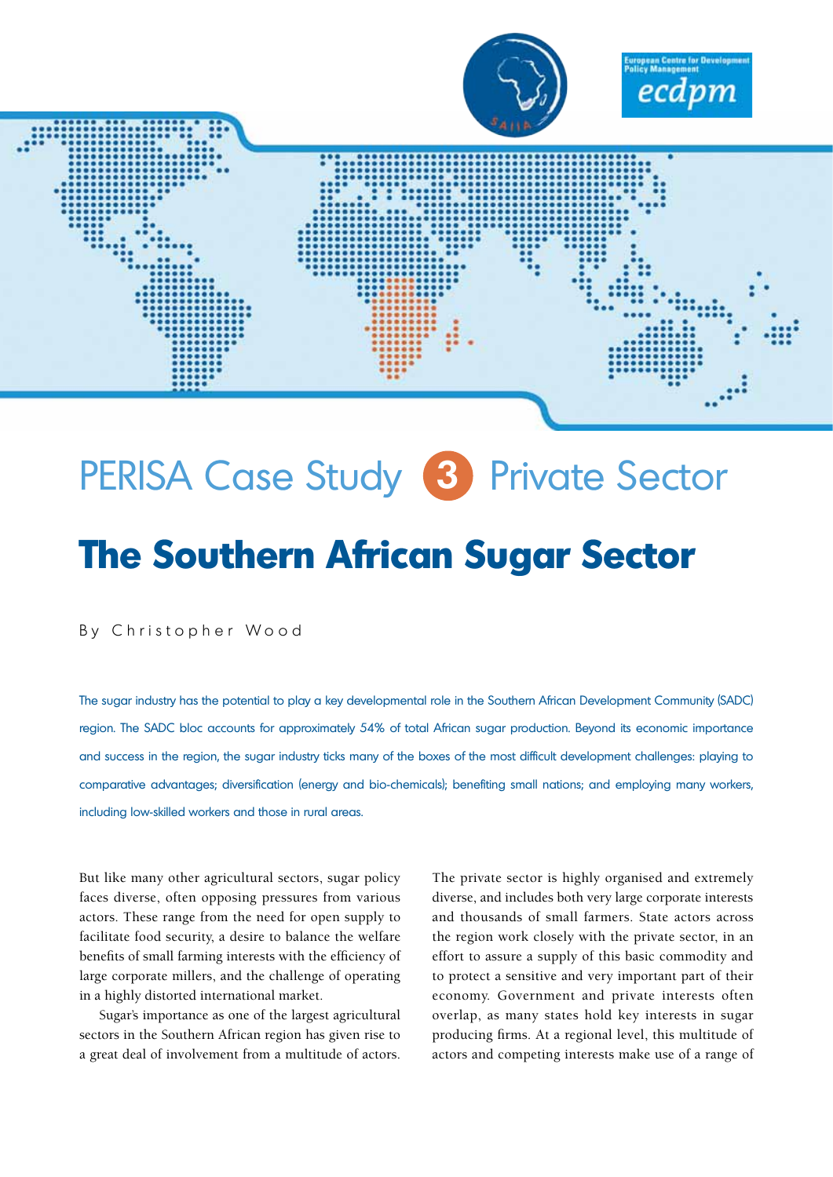PERISA Case Study 3 Private Sector

# The Southern African Sugar Sector

By Christopher Wood

The sugar industry has the potential to play a key developmental role in the Southern African Development Community (SADC) region. The SADC bloc accounts for approximately 54% of total African sugar production. Beyond its economic importance and success in the region, the sugar industry ticks many of the boxes of the most difficult development challenges: playing to comparative advantages; diversification (energy and bio-chemicals); benefiting small nations; and employing many workers, including low-skilled workers and those in rural areas.

But like many other agricultural sectors, sugar policy faces diverse, often opposing pressures from various actors. These range from the need for open supply to facilitate food security, a desire to balance the welfare benefits of small farming interests with the efficiency of large corporate millers, and the challenge of operating in a highly distorted international market.

Sugar's importance as one of the largest agricultural sectors in the Southern African region has given rise to a great deal of involvement from a multitude of actors. The private sector is highly organised and extremely diverse, and includes both very large corporate interests and thousands of small farmers. State actors across the region work closely with the private sector, in an effort to assure a supply of this basic commodity and to protect a sensitive and very important part of their economy. Government and private interests often overlap, as many states hold key interests in sugar producing firms. At a regional level, this multitude of actors and competing interests make use of a range of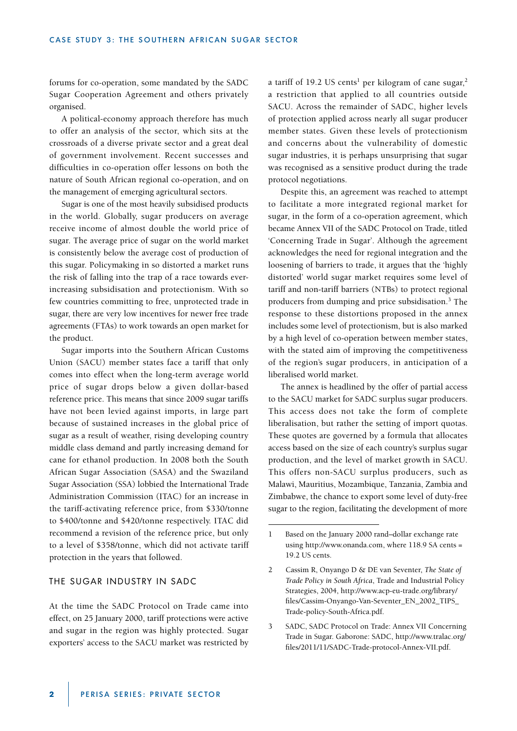forums for co-operation, some mandated by the SADC Sugar Cooperation Agreement and others privately organised.

A political-economy approach therefore has much to offer an analysis of the sector, which sits at the crossroads of a diverse private sector and a great deal of government involvement. Recent successes and difficulties in co-operation offer lessons on both the nature of South African regional co-operation, and on the management of emerging agricultural sectors.

Sugar is one of the most heavily subsidised products in the world. Globally, sugar producers on average receive income of almost double the world price of sugar. The average price of sugar on the world market is consistently below the average cost of production of this sugar. Policymaking in so distorted a market runs the risk of falling into the trap of a race towards ever-increasing subsidisation and protectionism. With so few countries committing to free, unprotected trade in sugar, there are very low incentives for newer free trade agreements (FTAs) to work towards an open market for the product.

Sugar imports into the Southern African Customs Union (SACU) member states face a tariff that only comes into effect when the long-term average world price of sugar drops below a given dollar-based reference price. This means that since 2009 sugar tariffs have not been levied against imports, in large part because of sustained increases in the global price of sugar as a result of weather, rising developing country middle class demand and partly increasing demand for cane for ethanol production. In 2008 both the South African Sugar Association (SASA) and the Swaziland Sugar Association (SSA) lobbied the International Trade Administration Commission (ITAC) for an increase in the tariff-activating reference price, from $330/tonne to $400/tonne and $420/tonne respectively. ITAC did recommend a revision of the reference price, but only to a level of $358/tonne, which did not activate tariff protection in the years that followed.

## THE SUGAR INDUSTRY IN SADC

At the time the SADC Protocol on Trade came into effect, on 25 January 2000, tariff protections were active and sugar in the region was highly protected. Sugar exporters' access to the SACU market was restricted by a tariff of 19.2 US cents[1] per kilogram of cane sugar,[2] a restriction that applied to all countries outside SACU. Across the remainder of SADC, higher levels of protection applied across nearly all sugar producer member states. Given these levels of protectionism and concerns about the vulnerability of domestic sugar industries, it is perhaps unsurprising that sugar was recognised as a sensitive product during the trade protocol negotiations.

Despite this, an agreement was reached to attempt to facilitate a more integrated regional market for sugar, in the form of a co-operation agreement, which became Annex VII of the SADC Protocol on Trade, titled 'Concerning Trade in Sugar'. Although the agreement acknowledges the need for regional integration and the loosening of barriers to trade, it argues that the 'highly distorted' world sugar market requires some level of tariff and non-tariff barriers (NTBs) to protect regional producers from dumping and price subsidisation.[3] The response to these distortions proposed in the annex includes some level of protectionism, but is also marked by a high level of co-operation between member states, with the stated aim of improving the competitiveness of the region's sugar producers, in anticipation of a liberalised world market.

The annex is headlined by the offer of partial access to the SACU market for SADC surplus sugar producers. This access does not take the form of complete liberalisation, but rather the setting of import quotas. These quotes are governed by a formula that allocates access based on the size of each country's surplus sugar production, and the level of market growth in SACU. This offers non-SACU surplus producers, such as Malawi, Mauritius, Mozambique, Tanzania, Zambia and Zimbabwe, the chance to export some level of duty-free sugar to the region, facilitating the development of more

---

1 Based on the January 2000 rand–dollar exchange rate using http://www.onanda.com, where 118.9 SA cents = 19.2 US cents.

2 Cassim R, Onyango D & DE van Seventer, *The State of Trade Policy in South Africa*, Trade and Industrial Policy Strategies, 2004, http://www.acp-eu-trade.org/library/files/Cassim-Onyango-Van-Seventer_EN_2002_TIPS_Trade-policy-South-Africa.pdf.

3 SADC, SADC Protocol on Trade: Annex VII Concerning Trade in Sugar. Gaborone: SADC, http://www.tralac.org/files/2011/11/SADC-Trade-protocol-Annex-VII.pdf.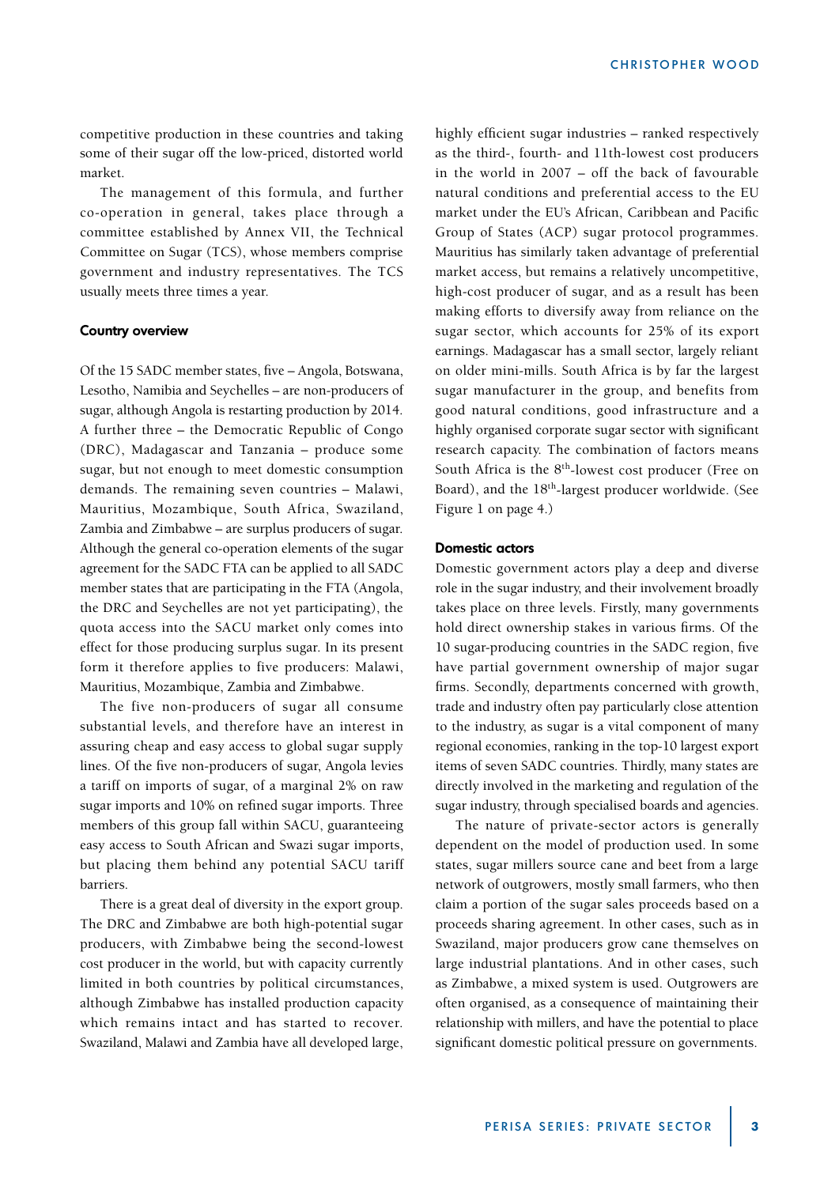competitive production in these countries and taking some of their sugar off the low-priced, distorted world market.

The management of this formula, and further co-operation in general, takes place through a committee established by Annex VII, the Technical Committee on Sugar (TCS), whose members comprise government and industry representatives. The TCS usually meets three times a year.

### Country overview

Of the 15 SADC member states, five – Angola, Botswana, Lesotho, Namibia and Seychelles – are non-producers of sugar, although Angola is restarting production by 2014. A further three – the Democratic Republic of Congo (DRC), Madagascar and Tanzania – produce some sugar, but not enough to meet domestic consumption demands. The remaining seven countries – Malawi, Mauritius, Mozambique, South Africa, Swaziland, Zambia and Zimbabwe – are surplus producers of sugar. Although the general co-operation elements of the sugar agreement for the SADC FTA can be applied to all SADC member states that are participating in the FTA (Angola, the DRC and Seychelles are not yet participating), the quota access into the SACU market only comes into effect for those producing surplus sugar. In its present form it therefore applies to five producers: Malawi, Mauritius, Mozambique, Zambia and Zimbabwe.

The five non-producers of sugar all consume substantial levels, and therefore have an interest in assuring cheap and easy access to global sugar supply lines. Of the five non-producers of sugar, Angola levies a tariff on imports of sugar, of a marginal 2% on raw sugar imports and 10% on refined sugar imports. Three members of this group fall within SACU, guaranteeing easy access to South African and Swazi sugar imports, but placing them behind any potential SACU tariff barriers.

There is a great deal of diversity in the export group. The DRC and Zimbabwe are both high-potential sugar producers, with Zimbabwe being the second-lowest cost producer in the world, but with capacity currently limited in both countries by political circumstances, although Zimbabwe has installed production capacity which remains intact and has started to recover. Swaziland, Malawi and Zambia have all developed large, highly efficient sugar industries – ranked respectively as the third-, fourth- and 11th-lowest cost producers in the world in 2007 – off the back of favourable natural conditions and preferential access to the EU market under the EU's African, Caribbean and Pacific Group of States (ACP) sugar protocol programmes. Mauritius has similarly taken advantage of preferential market access, but remains a relatively uncompetitive, high-cost producer of sugar, and as a result has been making efforts to diversify away from reliance on the sugar sector, which accounts for 25% of its export earnings. Madagascar has a small sector, largely reliant on older mini-mills. South Africa is by far the largest sugar manufacturer in the group, and benefits from good natural conditions, good infrastructure and a highly organised corporate sugar sector with significant research capacity. The combination of factors means South Africa is the 8th-lowest cost producer (Free on Board), and the 18th-largest producer worldwide. (See Figure 1 on page 4.)

### Domestic actors

Domestic government actors play a deep and diverse role in the sugar industry, and their involvement broadly takes place on three levels. Firstly, many governments hold direct ownership stakes in various firms. Of the 10 sugar-producing countries in the SADC region, five have partial government ownership of major sugar firms. Secondly, departments concerned with growth, trade and industry often pay particularly close attention to the industry, as sugar is a vital component of many regional economies, ranking in the top-10 largest export items of seven SADC countries. Thirdly, many states are directly involved in the marketing and regulation of the sugar industry, through specialised boards and agencies.

The nature of private-sector actors is generally dependent on the model of production used. In some states, sugar millers source cane and beet from a large network of outgrowers, mostly small farmers, who then claim a portion of the sugar sales proceeds based on a proceeds sharing agreement. In other cases, such as in Swaziland, major producers grow cane themselves on large industrial plantations. And in other cases, such as Zimbabwe, a mixed system is used. Outgrowers are often organised, as a consequence of maintaining their relationship with millers, and have the potential to place significant domestic political pressure on governments.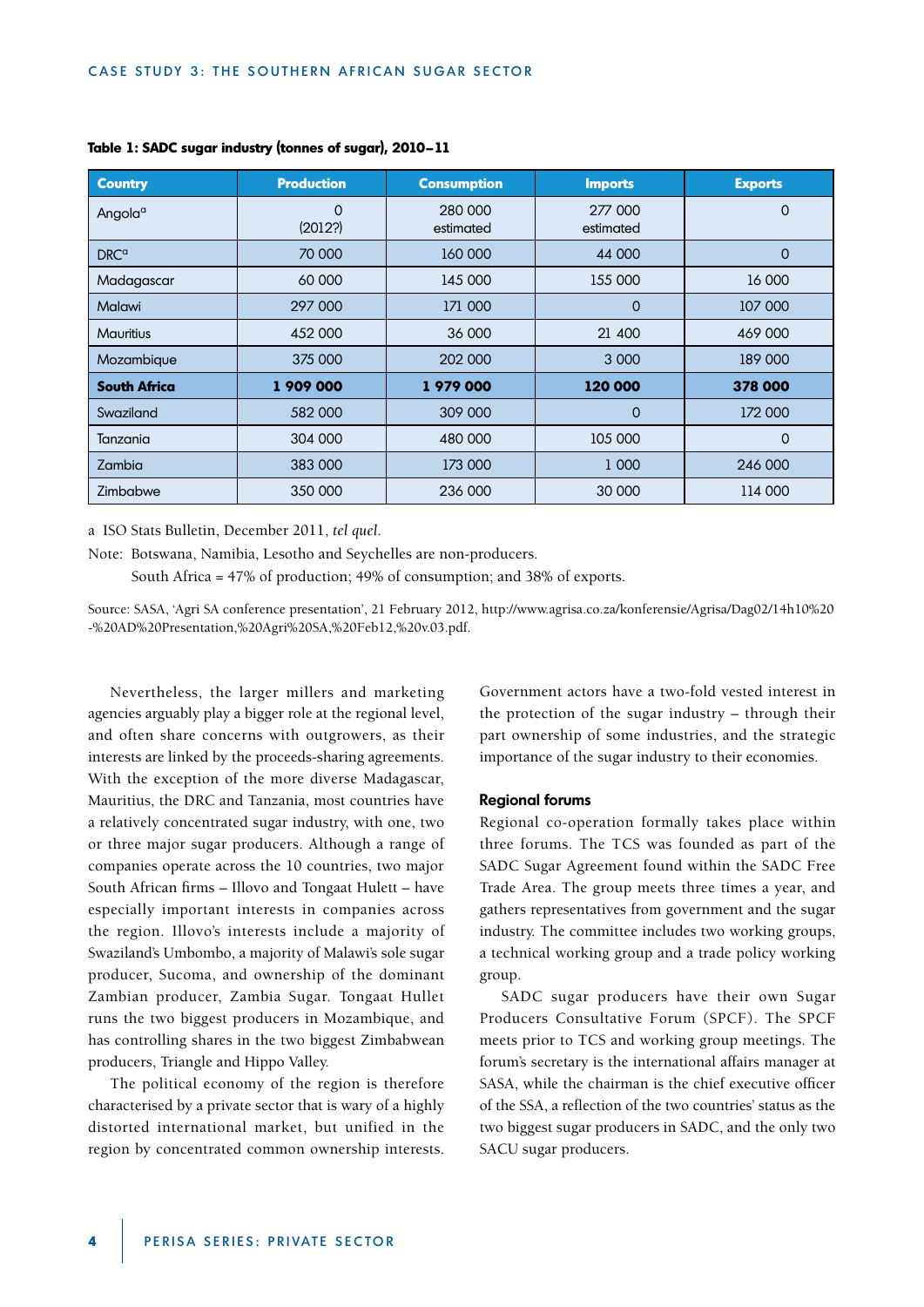**Table 1: SADC sugar industry (tonnes of sugar), 2010–11**

| Country | Production | Consumption | Imports | Exports |
|---|---|---|---|---|
| Angola[a] | 0 (2012?) | 280 000 estimated | 277 000 estimated | 0 |
| DRC[a] | 70 000 | 160 000 | 44 000 | 0 |
| Madagascar | 60 000 | 145 000 | 155 000 | 16 000 |
| Malawi | 297 000 | 171 000 | 0 | 107 000 |
| Mauritius | 452 000 | 36 000 | 21 400 | 469 000 |
| Mozambique | 375 000 | 202 000 | 3 000 | 189 000 |
| **South Africa** | **1 909 000** | **1 979 000** | **120 000** | **378 000** |
| Swaziland | 582 000 | 309 000 | 0 | 172 000 |
| Tanzania | 304 000 | 480 000 | 105 000 | 0 |
| Zambia | 383 000 | 173 000 | 1 000 | 246 000 |
| Zimbabwe | 350 000 | 236 000 | 30 000 | 114 000 |

a ISO Stats Bulletin, December 2011, *tel quel*.

Note: Botswana, Namibia, Lesotho and Seychelles are non-producers.
South Africa = 47% of production; 49% of consumption; and 38% of exports.

Source: SASA, 'Agri SA conference presentation', 21 February 2012, http://www.agrisa.co.za/konferensie/Agrisa/Dag02/14h10%20-%20AD%20Presentation,%20Agri%20SA,%20Feb12,%20v.03.pdf.

Nevertheless, the larger millers and marketing agencies arguably play a bigger role at the regional level, and often share concerns with outgrowers, as their interests are linked by the proceeds-sharing agreements. With the exception of the more diverse Madagascar, Mauritius, the DRC and Tanzania, most countries have a relatively concentrated sugar industry, with one, two or three major sugar producers. Although a range of companies operate across the 10 countries, two major South African firms – Illovo and Tongaat Hulett – have especially important interests in companies across the region. Illovo's interests include a majority of Swaziland's Umbombo, a majority of Malawi's sole sugar producer, Sucoma, and ownership of the dominant Zambian producer, Zambia Sugar. Tongaat Hullet runs the two biggest producers in Mozambique, and has controlling shares in the two biggest Zimbabwean producers, Triangle and Hippo Valley.

The political economy of the region is therefore characterised by a private sector that is wary of a highly distorted international market, but unified in the region by concentrated common ownership interests. Government actors have a two-fold vested interest in the protection of the sugar industry – through their part ownership of some industries, and the strategic importance of the sugar industry to their economies.

#### Regional forums

Regional co-operation formally takes place within three forums. The TCS was founded as part of the SADC Sugar Agreement found within the SADC Free Trade Area. The group meets three times a year, and gathers representatives from government and the sugar industry. The committee includes two working groups, a technical working group and a trade policy working group.

SADC sugar producers have their own Sugar Producers Consultative Forum (SPCF). The SPCF meets prior to TCS and working group meetings. The forum's secretary is the international affairs manager at SASA, while the chairman is the chief executive officer of the SSA, a reflection of the two countries' status as the two biggest sugar producers in SADC, and the only two SACU sugar producers.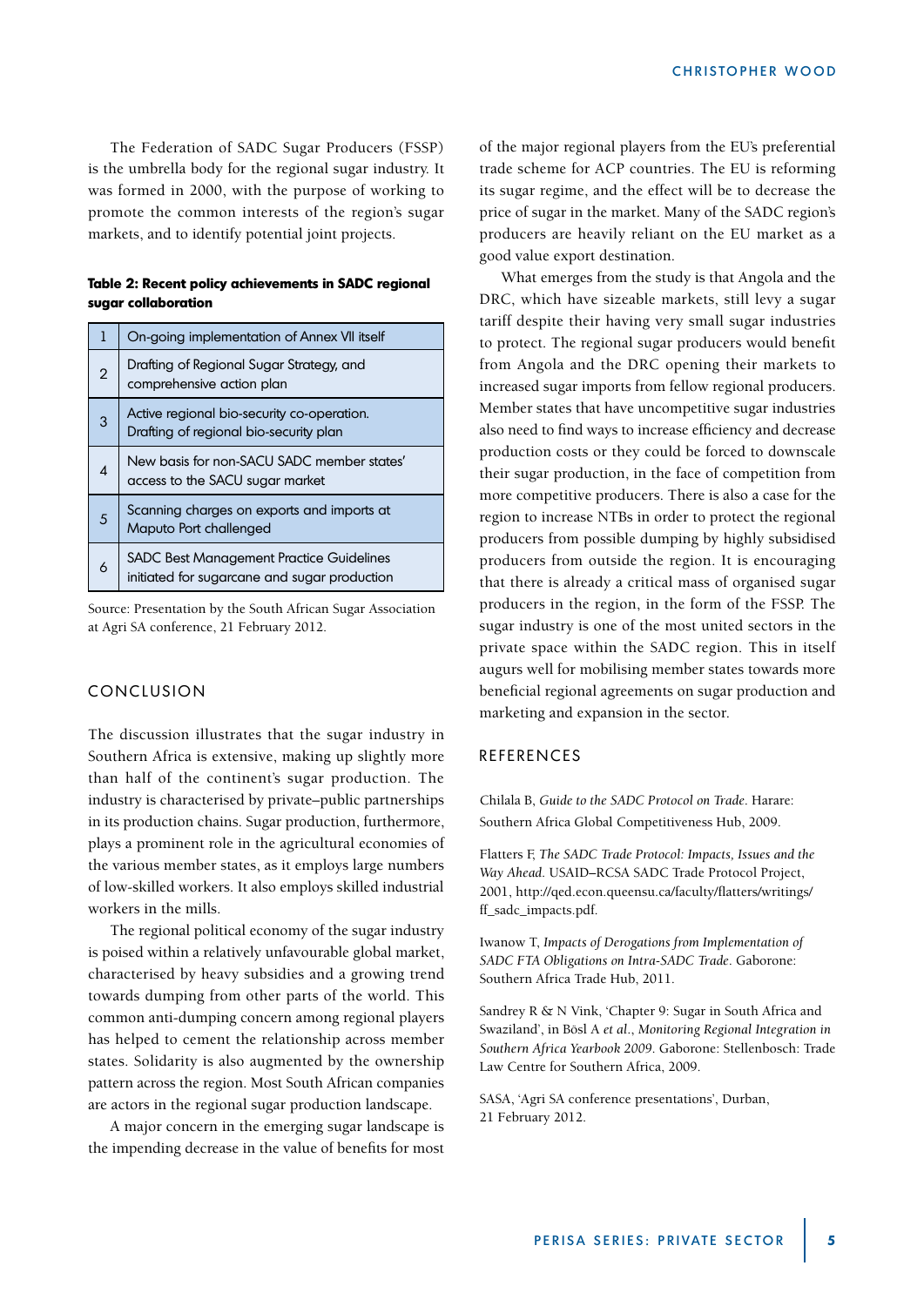The Federation of SADC Sugar Producers (FSSP) is the umbrella body for the regional sugar industry. It was formed in 2000, with the purpose of working to promote the common interests of the region's sugar markets, and to identify potential joint projects.

**Table 2: Recent policy achievements in SADC regional sugar collaboration**

| | |
|---|---|
| 1 | On-going implementation of Annex VII itself |
| 2 | Drafting of Regional Sugar Strategy, and comprehensive action plan |
| 3 | Active regional bio-security co-operation. Drafting of regional bio-security plan |
| 4 | New basis for non-SACU SADC member states' access to the SACU sugar market |
| 5 | Scanning charges on exports and imports at Maputo Port challenged |
| 6 | SADC Best Management Practice Guidelines initiated for sugarcane and sugar production |

Source: Presentation by the South African Sugar Association at Agri SA conference, 21 February 2012.

## CONCLUSION

The discussion illustrates that the sugar industry in Southern Africa is extensive, making up slightly more than half of the continent's sugar production. The industry is characterised by private–public partnerships in its production chains. Sugar production, furthermore, plays a prominent role in the agricultural economies of the various member states, as it employs large numbers of low-skilled workers. It also employs skilled industrial workers in the mills.

The regional political economy of the sugar industry is poised within a relatively unfavourable global market, characterised by heavy subsidies and a growing trend towards dumping from other parts of the world. This common anti-dumping concern among regional players has helped to cement the relationship across member states. Solidarity is also augmented by the ownership pattern across the region. Most South African companies are actors in the regional sugar production landscape.

A major concern in the emerging sugar landscape is the impending decrease in the value of benefits for most of the major regional players from the EU's preferential trade scheme for ACP countries. The EU is reforming its sugar regime, and the effect will be to decrease the price of sugar in the market. Many of the SADC region's producers are heavily reliant on the EU market as a good value export destination.

What emerges from the study is that Angola and the DRC, which have sizeable markets, still levy a sugar tariff despite their having very small sugar industries to protect. The regional sugar producers would benefit from Angola and the DRC opening their markets to increased sugar imports from fellow regional producers. Member states that have uncompetitive sugar industries also need to find ways to increase efficiency and decrease production costs or they could be forced to downscale their sugar production, in the face of competition from more competitive producers. There is also a case for the region to increase NTBs in order to protect the regional producers from possible dumping by highly subsidised producers from outside the region. It is encouraging that there is already a critical mass of organised sugar producers in the region, in the form of the FSSP. The sugar industry is one of the most united sectors in the private space within the SADC region. This in itself augurs well for mobilising member states towards more beneficial regional agreements on sugar production and marketing and expansion in the sector.

## REFERENCES

Chilala B, *Guide to the SADC Protocol on Trade*. Harare: Southern Africa Global Competitiveness Hub, 2009.

Flatters F, *The SADC Trade Protocol: Impacts, Issues and the Way Ahead*. USAID–RCSA SADC Trade Protocol Project, 2001, http://qed.econ.queensu.ca/faculty/flatters/writings/ff_sadc_impacts.pdf.

Iwanow T, *Impacts of Derogations from Implementation of SADC FTA Obligations on Intra-SADC Trade*. Gaborone: Southern Africa Trade Hub, 2011.

Sandrey R & N Vink, 'Chapter 9: Sugar in South Africa and Swaziland', in Bösl A *et al.*, *Monitoring Regional Integration in Southern Africa Yearbook 2009*. Gaborone: Stellenbosch: Trade Law Centre for Southern Africa, 2009.

SASA, 'Agri SA conference presentations', Durban, 21 February 2012.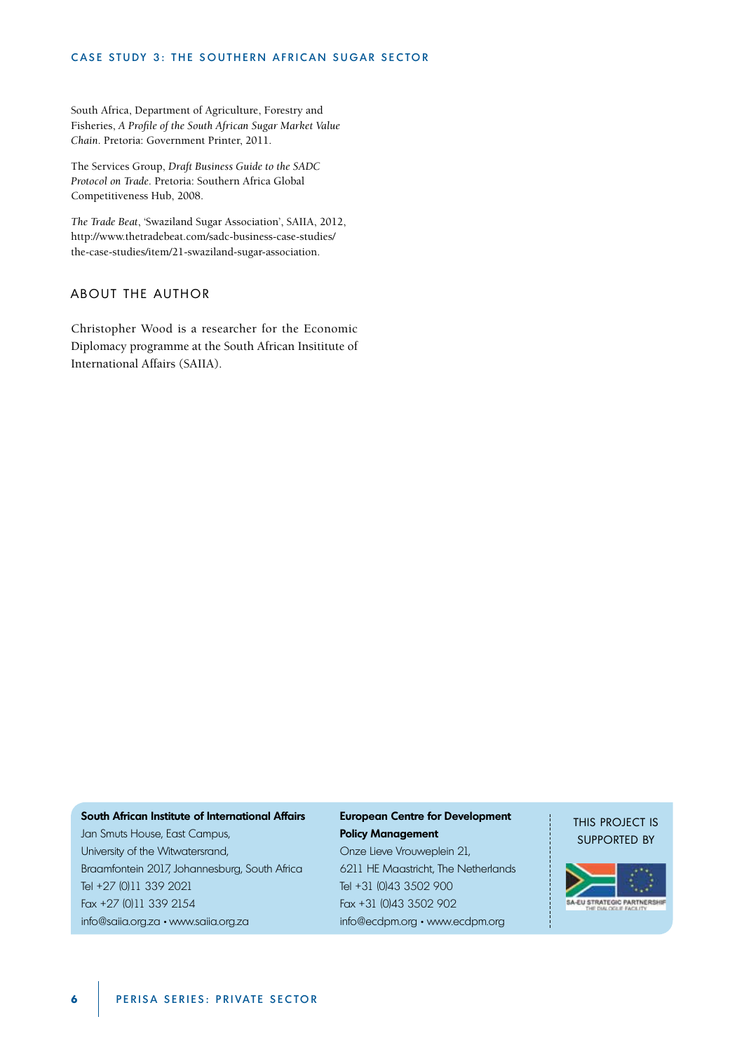South Africa, Department of Agriculture, Forestry and Fisheries, *A Profile of the South African Sugar Market Value Chain*. Pretoria: Government Printer, 2011.

The Services Group, *Draft Business Guide to the SADC Protocol on Trade*. Pretoria: Southern Africa Global Competitiveness Hub, 2008.

*The Trade Beat*, 'Swaziland Sugar Association', SAIIA, 2012, http://www.thetradebeat.com/sadc-business-case-studies/the-case-studies/item/21-swaziland-sugar-association.

## ABOUT THE AUTHOR

Christopher Wood is a researcher for the Economic Diplomacy programme at the South African Insititute of International Affairs (SAIIA).

**South African Institute of International Affairs**
Jan Smuts House, East Campus,
University of the Witwatersrand,
Braamfontein 2017, Johannesburg, South Africa
Tel +27 (0)11 339 2021
Fax +27 (0)11 339 2154
info@saiia.org.za • www.saiia.org.za

**European Centre for Development Policy Management**
Onze Lieve Vrouweplein 21,
6211 HE Maastricht, The Netherlands
Tel +31 (0)43 3502 900
Fax +31 (0)43 3502 902
info@ecdpm.org • www.ecdpm.org

THIS PROJECT IS SUPPORTED BY

SA-EU STRATEGIC PARTNERSHIP
THE DIALOGUE FACILITY